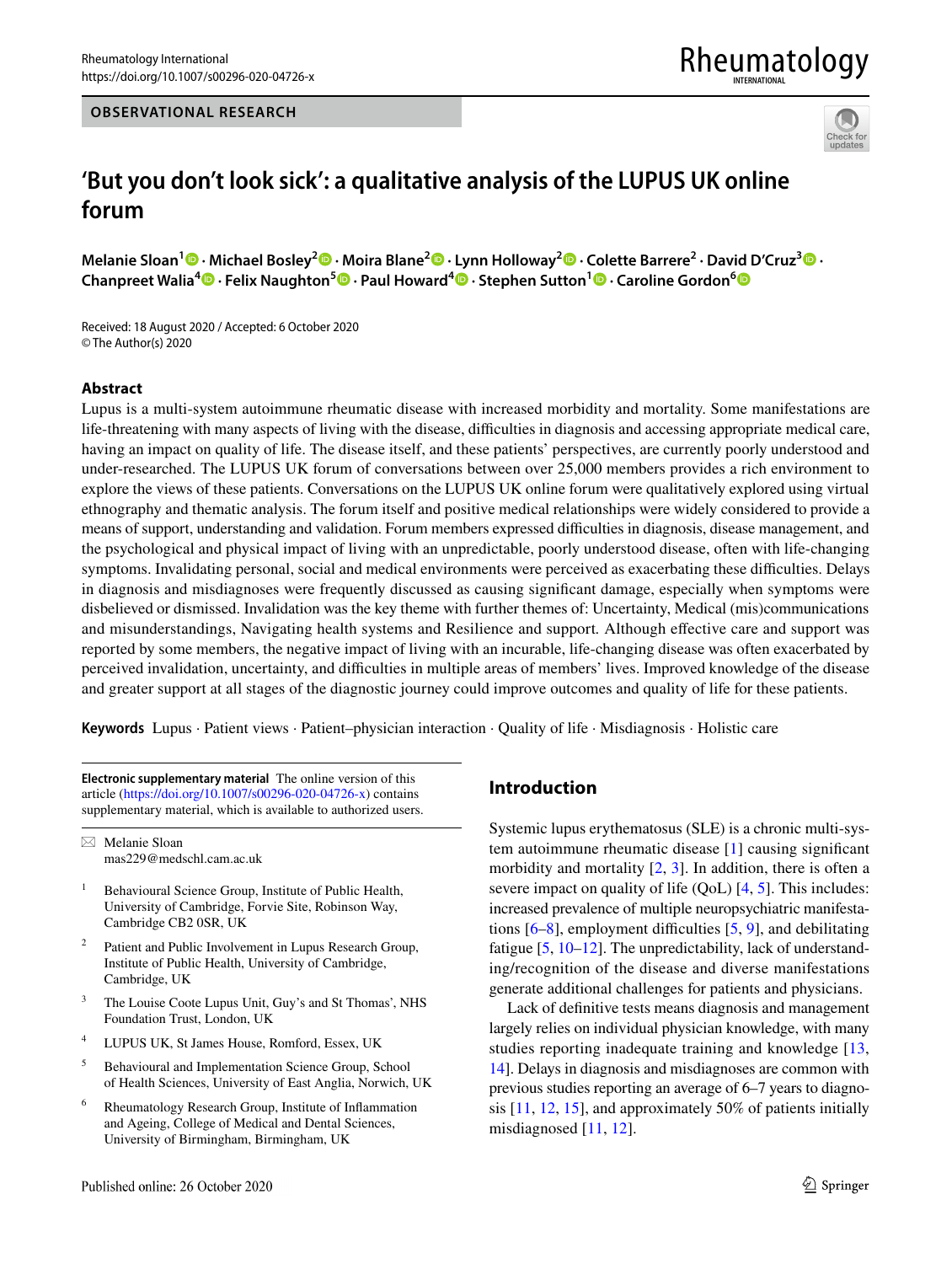OBSERVATIONAL RESEARCH

# 'But you don't look sick': a qualitative analysis of the LUPUS UK online forum

**Melanie Sloan[1] · Michael Bosley[2] · Moira Blane[2] · Lynn Holloway[2] · Colette Barrere[2] · David D'Cruz[3] · Chanpreet Walia[4] · Felix Naughton[5] · Paul Howard[4] · Stephen Sutton[1] · Caroline Gordon[6]**

Received: 18 August 2020 / Accepted: 6 October 2020
© The Author(s) 2020

## Abstract

Lupus is a multi-system autoimmune rheumatic disease with increased morbidity and mortality. Some manifestations are life-threatening with many aspects of living with the disease, difficulties in diagnosis and accessing appropriate medical care, having an impact on quality of life. The disease itself, and these patients' perspectives, are currently poorly understood and under-researched. The LUPUS UK forum of conversations between over 25,000 members provides a rich environment to explore the views of these patients. Conversations on the LUPUS UK online forum were qualitatively explored using virtual ethnography and thematic analysis. The forum itself and positive medical relationships were widely considered to provide a means of support, understanding and validation. Forum members expressed difficulties in diagnosis, disease management, and the psychological and physical impact of living with an unpredictable, poorly understood disease, often with life-changing symptoms. Invalidating personal, social and medical environments were perceived as exacerbating these difficulties. Delays in diagnosis and misdiagnoses were frequently discussed as causing significant damage, especially when symptoms were disbelieved or dismissed. Invalidation was the key theme with further themes of: Uncertainty, Medical (mis)communications and misunderstandings, Navigating health systems and Resilience and support. Although effective care and support was reported by some members, the negative impact of living with an incurable, life-changing disease was often exacerbated by perceived invalidation, uncertainty, and difficulties in multiple areas of members' lives. Improved knowledge of the disease and greater support at all stages of the diagnostic journey could improve outcomes and quality of life for these patients.

**Keywords** Lupus · Patient views · Patient–physician interaction · Quality of life · Misdiagnosis · Holistic care

**Electronic supplementary material** The online version of this article (https://doi.org/10.1007/s00296-020-04726-x) contains supplementary material, which is available to authorized users.

✉ Melanie Sloan
mas229@medschl.cam.ac.uk

1 Behavioural Science Group, Institute of Public Health, University of Cambridge, Forvie Site, Robinson Way, Cambridge CB2 0SR, UK

2 Patient and Public Involvement in Lupus Research Group, Institute of Public Health, University of Cambridge, Cambridge, UK

3 The Louise Coote Lupus Unit, Guy's and St Thomas', NHS Foundation Trust, London, UK

4 LUPUS UK, St James House, Romford, Essex, UK

5 Behavioural and Implementation Science Group, School of Health Sciences, University of East Anglia, Norwich, UK

6 Rheumatology Research Group, Institute of Inflammation and Ageing, College of Medical and Dental Sciences, University of Birmingham, Birmingham, UK

## Introduction

Systemic lupus erythematosus (SLE) is a chronic multi-system autoimmune rheumatic disease [1] causing significant morbidity and mortality [2, 3]. In addition, there is often a severe impact on quality of life (QoL) [4, 5]. This includes: increased prevalence of multiple neuropsychiatric manifestations [6–8], employment difficulties [5, 9], and debilitating fatigue [5, 10–12]. The unpredictability, lack of understanding/recognition of the disease and diverse manifestations generate additional challenges for patients and physicians.

Lack of definitive tests means diagnosis and management largely relies on individual physician knowledge, with many studies reporting inadequate training and knowledge [13, 14]. Delays in diagnosis and misdiagnoses are common with previous studies reporting an average of 6–7 years to diagnosis [11, 12, 15], and approximately 50% of patients initially misdiagnosed [11, 12].

Published online: 26 October 2020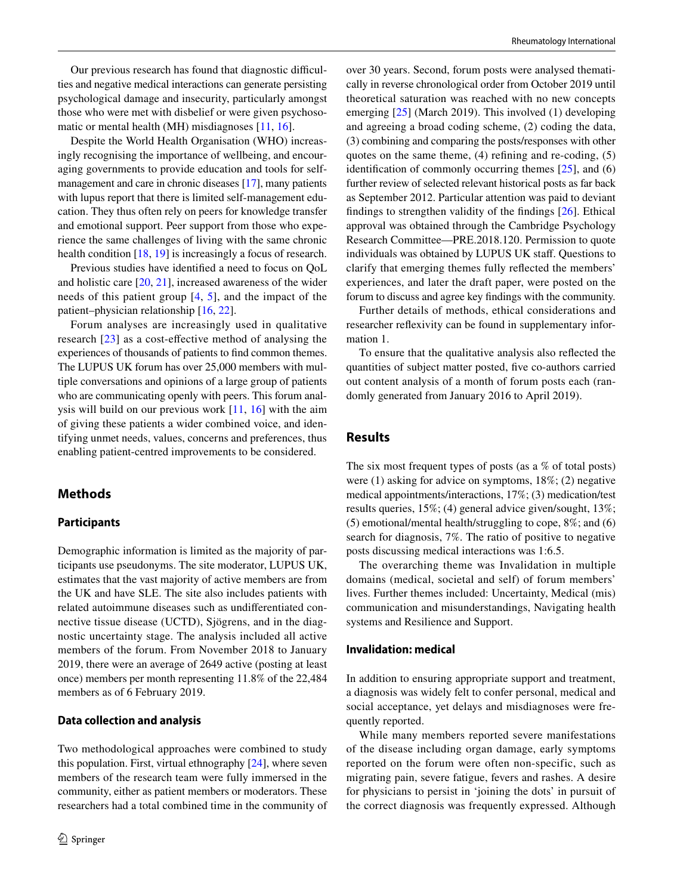Our previous research has found that diagnostic difficulties and negative medical interactions can generate persisting psychological damage and insecurity, particularly amongst those who were met with disbelief or were given psychosomatic or mental health (MH) misdiagnoses [11, 16].

Despite the World Health Organisation (WHO) increasingly recognising the importance of wellbeing, and encouraging governments to provide education and tools for self-management and care in chronic diseases [17], many patients with lupus report that there is limited self-management education. They thus often rely on peers for knowledge transfer and emotional support. Peer support from those who experience the same challenges of living with the same chronic health condition [18, 19] is increasingly a focus of research.

Previous studies have identified a need to focus on QoL and holistic care [20, 21], increased awareness of the wider needs of this patient group [4, 5], and the impact of the patient–physician relationship [16, 22].

Forum analyses are increasingly used in qualitative research [23] as a cost-effective method of analysing the experiences of thousands of patients to find common themes. The LUPUS UK forum has over 25,000 members with multiple conversations and opinions of a large group of patients who are communicating openly with peers. This forum analysis will build on our previous work [11, 16] with the aim of giving these patients a wider combined voice, and identifying unmet needs, values, concerns and preferences, thus enabling patient-centred improvements to be considered.

## Methods

### Participants

Demographic information is limited as the majority of participants use pseudonyms. The site moderator, LUPUS UK, estimates that the vast majority of active members are from the UK and have SLE. The site also includes patients with related autoimmune diseases such as undifferentiated connective tissue disease (UCTD), Sjögrens, and in the diagnostic uncertainty stage. The analysis included all active members of the forum. From November 2018 to January 2019, there were an average of 2649 active (posting at least once) members per month representing 11.8% of the 22,484 members as of 6 February 2019.

### Data collection and analysis

Two methodological approaches were combined to study this population. First, virtual ethnography [24], where seven members of the research team were fully immersed in the community, either as patient members or moderators. These researchers had a total combined time in the community of over 30 years. Second, forum posts were analysed thematically in reverse chronological order from October 2019 until theoretical saturation was reached with no new concepts emerging [25] (March 2019). This involved (1) developing and agreeing a broad coding scheme, (2) coding the data, (3) combining and comparing the posts/responses with other quotes on the same theme, (4) refining and re-coding, (5) identification of commonly occurring themes [25], and (6) further review of selected relevant historical posts as far back as September 2012. Particular attention was paid to deviant findings to strengthen validity of the findings [26]. Ethical approval was obtained through the Cambridge Psychology Research Committee—PRE.2018.120. Permission to quote individuals was obtained by LUPUS UK staff. Questions to clarify that emerging themes fully reflected the members' experiences, and later the draft paper, were posted on the forum to discuss and agree key findings with the community.

Further details of methods, ethical considerations and researcher reflexivity can be found in supplementary information 1.

To ensure that the qualitative analysis also reflected the quantities of subject matter posted, five co-authors carried out content analysis of a month of forum posts each (randomly generated from January 2016 to April 2019).

## Results

The six most frequent types of posts (as a % of total posts) were (1) asking for advice on symptoms, 18%; (2) negative medical appointments/interactions, 17%; (3) medication/test results queries, 15%; (4) general advice given/sought, 13%; (5) emotional/mental health/struggling to cope, 8%; and (6) search for diagnosis, 7%. The ratio of positive to negative posts discussing medical interactions was 1:6.5.

The overarching theme was Invalidation in multiple domains (medical, societal and self) of forum members' lives. Further themes included: Uncertainty, Medical (mis) communication and misunderstandings, Navigating health systems and Resilience and Support.

### Invalidation: medical

In addition to ensuring appropriate support and treatment, a diagnosis was widely felt to confer personal, medical and social acceptance, yet delays and misdiagnoses were frequently reported.

While many members reported severe manifestations of the disease including organ damage, early symptoms reported on the forum were often non-specific, such as migrating pain, severe fatigue, fevers and rashes. A desire for physicians to persist in 'joining the dots' in pursuit of the correct diagnosis was frequently expressed. Although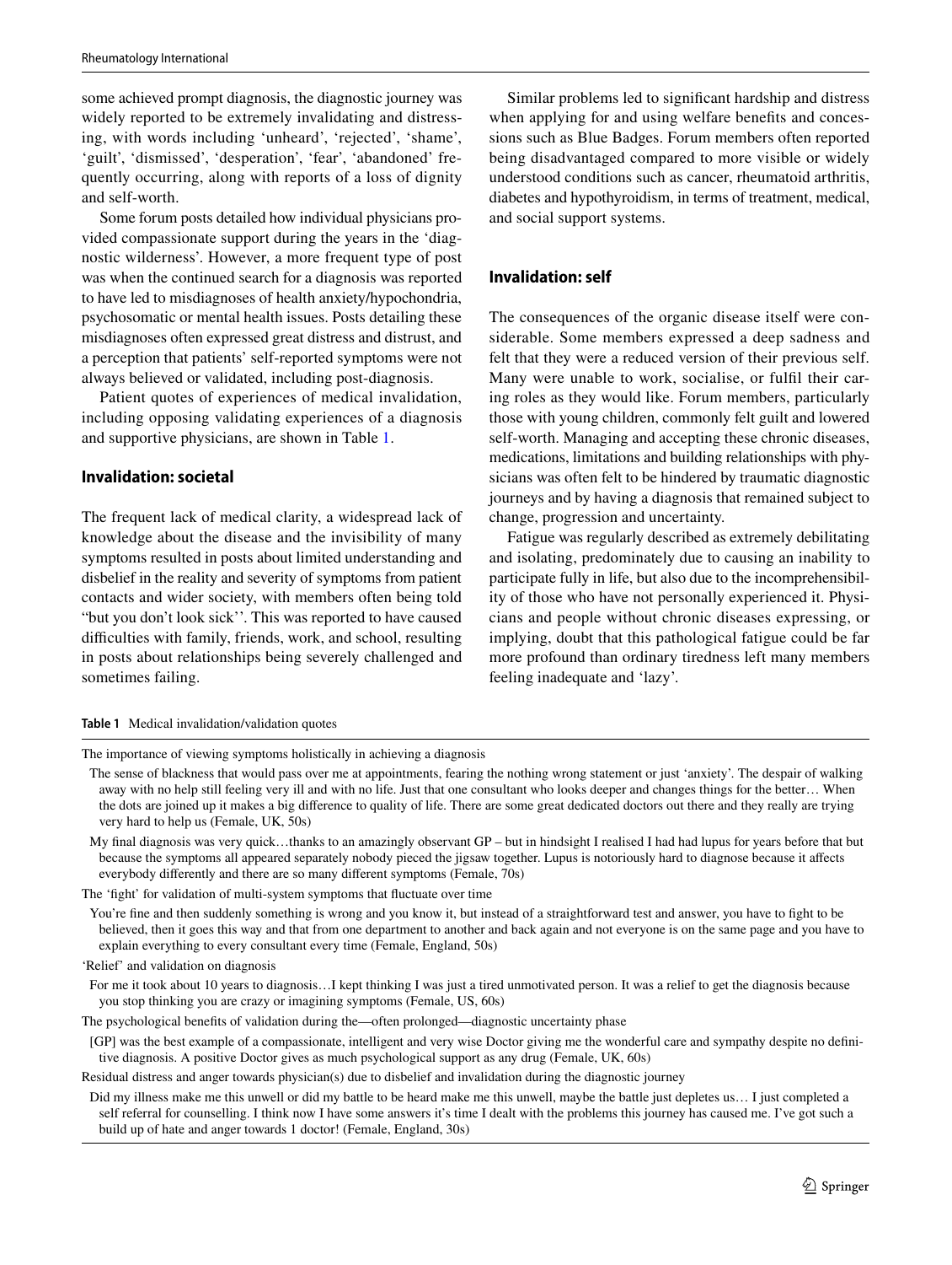some achieved prompt diagnosis, the diagnostic journey was widely reported to be extremely invalidating and distressing, with words including 'unheard', 'rejected', 'shame', 'guilt', 'dismissed', 'desperation', 'fear', 'abandoned' frequently occurring, along with reports of a loss of dignity and self-worth.

Some forum posts detailed how individual physicians provided compassionate support during the years in the 'diagnostic wilderness'. However, a more frequent type of post was when the continued search for a diagnosis was reported to have led to misdiagnoses of health anxiety/hypochondria, psychosomatic or mental health issues. Posts detailing these misdiagnoses often expressed great distress and distrust, and a perception that patients' self-reported symptoms were not always believed or validated, including post-diagnosis.

Patient quotes of experiences of medical invalidation, including opposing validating experiences of a diagnosis and supportive physicians, are shown in Table 1.

### Invalidation: societal

The frequent lack of medical clarity, a widespread lack of knowledge about the disease and the invisibility of many symptoms resulted in posts about limited understanding and disbelief in the reality and severity of symptoms from patient contacts and wider society, with members often being told "but you don't look sick''. This was reported to have caused difficulties with family, friends, work, and school, resulting in posts about relationships being severely challenged and sometimes failing.

Similar problems led to significant hardship and distress when applying for and using welfare benefits and concessions such as Blue Badges. Forum members often reported being disadvantaged compared to more visible or widely understood conditions such as cancer, rheumatoid arthritis, diabetes and hypothyroidism, in terms of treatment, medical, and social support systems.

### Invalidation: self

The consequences of the organic disease itself were considerable. Some members expressed a deep sadness and felt that they were a reduced version of their previous self. Many were unable to work, socialise, or fulfil their caring roles as they would like. Forum members, particularly those with young children, commonly felt guilt and lowered self-worth. Managing and accepting these chronic diseases, medications, limitations and building relationships with physicians was often felt to be hindered by traumatic diagnostic journeys and by having a diagnosis that remained subject to change, progression and uncertainty.

Fatigue was regularly described as extremely debilitating and isolating, predominately due to causing an inability to participate fully in life, but also due to the incomprehensibility of those who have not personally experienced it. Physicians and people without chronic diseases expressing, or implying, doubt that this pathological fatigue could be far more profound than ordinary tiredness left many members feeling inadequate and 'lazy'.

**Table 1** Medical invalidation/validation quotes

| |
|---|
| The importance of viewing symptoms holistically in achieving a diagnosis |
| The sense of blackness that would pass over me at appointments, fearing the nothing wrong statement or just 'anxiety'. The despair of walking away with no help still feeling very ill and with no life. Just that one consultant who looks deeper and changes things for the better… When the dots are joined up it makes a big difference to quality of life. There are some great dedicated doctors out there and they really are trying very hard to help us (Female, UK, 50s) |
| My final diagnosis was very quick…thanks to an amazingly observant GP – but in hindsight I realised I had had lupus for years before that but because the symptoms all appeared separately nobody pieced the jigsaw together. Lupus is notoriously hard to diagnose because it affects everybody differently and there are so many different symptoms (Female, 70s) |
| The 'fight' for validation of multi-system symptoms that fluctuate over time |
| You're fine and then suddenly something is wrong and you know it, but instead of a straightforward test and answer, you have to fight to be believed, then it goes this way and that from one department to another and back again and not everyone is on the same page and you have to explain everything to every consultant every time (Female, England, 50s) |
| 'Relief' and validation on diagnosis |
| For me it took about 10 years to diagnosis…I kept thinking I was just a tired unmotivated person. It was a relief to get the diagnosis because you stop thinking you are crazy or imagining symptoms (Female, US, 60s) |
| The psychological benefits of validation during the—often prolonged—diagnostic uncertainty phase |
| [GP] was the best example of a compassionate, intelligent and very wise Doctor giving me the wonderful care and sympathy despite no definitive diagnosis. A positive Doctor gives as much psychological support as any drug (Female, UK, 60s) |
| Residual distress and anger towards physician(s) due to disbelief and invalidation during the diagnostic journey |
| Did my illness make me this unwell or did my battle to be heard make me this unwell, maybe the battle just depletes us… I just completed a self referral for counselling. I think now I have some answers it's time I dealt with the problems this journey has caused me. I've got such a build up of hate and anger towards 1 doctor! (Female, England, 30s) |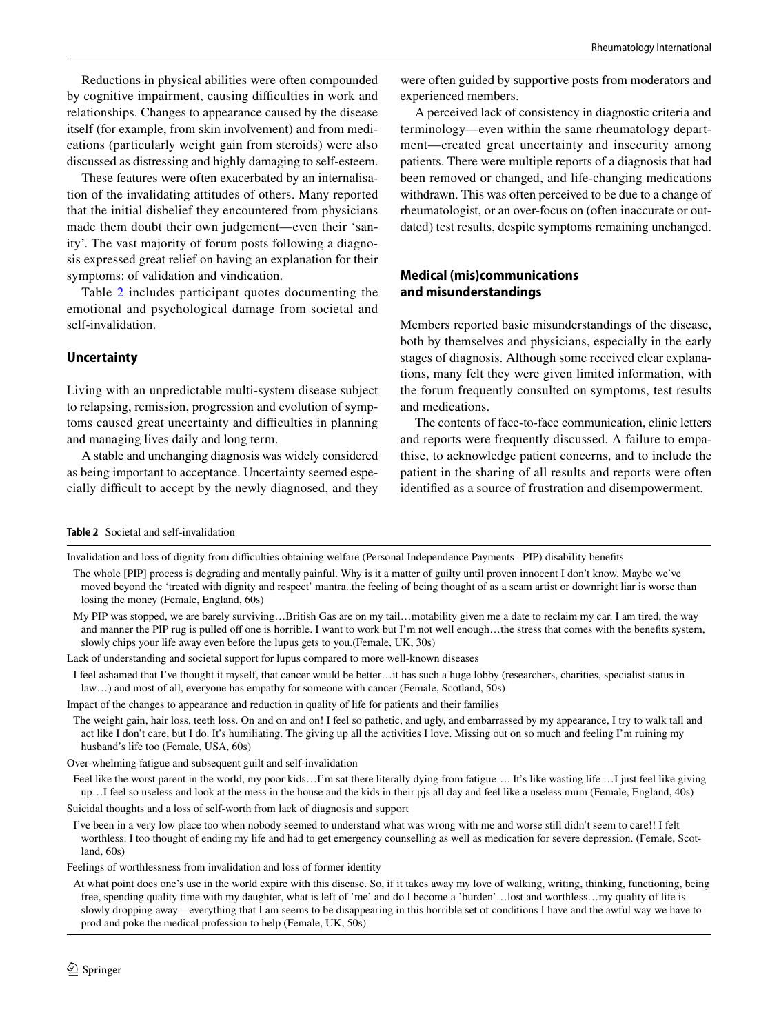Reductions in physical abilities were often compounded by cognitive impairment, causing difficulties in work and relationships. Changes to appearance caused by the disease itself (for example, from skin involvement) and from medications (particularly weight gain from steroids) were also discussed as distressing and highly damaging to self-esteem.

These features were often exacerbated by an internalisation of the invalidating attitudes of others. Many reported that the initial disbelief they encountered from physicians made them doubt their own judgement—even their 'sanity'. The vast majority of forum posts following a diagnosis expressed great relief on having an explanation for their symptoms: of validation and vindication.

Table 2 includes participant quotes documenting the emotional and psychological damage from societal and self-invalidation.

### Uncertainty

Living with an unpredictable multi-system disease subject to relapsing, remission, progression and evolution of symptoms caused great uncertainty and difficulties in planning and managing lives daily and long term.

A stable and unchanging diagnosis was widely considered as being important to acceptance. Uncertainty seemed especially difficult to accept by the newly diagnosed, and they were often guided by supportive posts from moderators and experienced members.

A perceived lack of consistency in diagnostic criteria and terminology—even within the same rheumatology department—created great uncertainty and insecurity among patients. There were multiple reports of a diagnosis that had been removed or changed, and life-changing medications withdrawn. This was often perceived to be due to a change of rheumatologist, or an over-focus on (often inaccurate or outdated) test results, despite symptoms remaining unchanged.

### Medical (mis)communications and misunderstandings

Members reported basic misunderstandings of the disease, both by themselves and physicians, especially in the early stages of diagnosis. Although some received clear explanations, many felt they were given limited information, with the forum frequently consulted on symptoms, test results and medications.

The contents of face-to-face communication, clinic letters and reports were frequently discussed. A failure to empathise, to acknowledge patient concerns, and to include the patient in the sharing of all results and reports were often identified as a source of frustration and disempowerment.

**Table 2** Societal and self-invalidation

| |
|---|
| Invalidation and loss of dignity from difficulties obtaining welfare (Personal Independence Payments –PIP) disability benefits |
| The whole [PIP] process is degrading and mentally painful. Why is it a matter of guilty until proven innocent I don't know. Maybe we've moved beyond the 'treated with dignity and respect' mantra..the feeling of being thought of as a scam artist or downright liar is worse than losing the money (Female, England, 60s) |
| My PIP was stopped, we are barely surviving…British Gas are on my tail…motability given me a date to reclaim my car. I am tired, the way and manner the PIP rug is pulled off one is horrible. I want to work but I'm not well enough…the stress that comes with the benefits system, slowly chips your life away even before the lupus gets to you.(Female, UK, 30s) |
| Lack of understanding and societal support for lupus compared to more well-known diseases |
| I feel ashamed that I've thought it myself, that cancer would be better…it has such a huge lobby (researchers, charities, specialist status in law…) and most of all, everyone has empathy for someone with cancer (Female, Scotland, 50s) |
| Impact of the changes to appearance and reduction in quality of life for patients and their families |
| The weight gain, hair loss, teeth loss. On and on and on! I feel so pathetic, and ugly, and embarrassed by my appearance, I try to walk tall and act like I don't care, but I do. It's humiliating. The giving up all the activities I love. Missing out on so much and feeling I'm ruining my husband's life too (Female, USA, 60s) |
| Over-whelming fatigue and subsequent guilt and self-invalidation |
| Feel like the worst parent in the world, my poor kids…I'm sat there literally dying from fatigue…. It's like wasting life …I just feel like giving up…I feel so useless and look at the mess in the house and the kids in their pjs all day and feel like a useless mum (Female, England, 40s) |
| Suicidal thoughts and a loss of self-worth from lack of diagnosis and support |
| I've been in a very low place too when nobody seemed to understand what was wrong with me and worse still didn't seem to care!! I felt worthless. I too thought of ending my life and had to get emergency counselling as well as medication for severe depression. (Female, Scotland, 60s) |
| Feelings of worthlessness from invalidation and loss of former identity |
| At what point does one's use in the world expire with this disease. So, if it takes away my love of walking, writing, thinking, functioning, being free, spending quality time with my daughter, what is left of 'me' and do I become a 'burden'…lost and worthless…my quality of life is slowly dropping away—everything that I am seems to be disappearing in this horrible set of conditions I have and the awful way we have to prod and poke the medical profession to help (Female, UK, 50s) |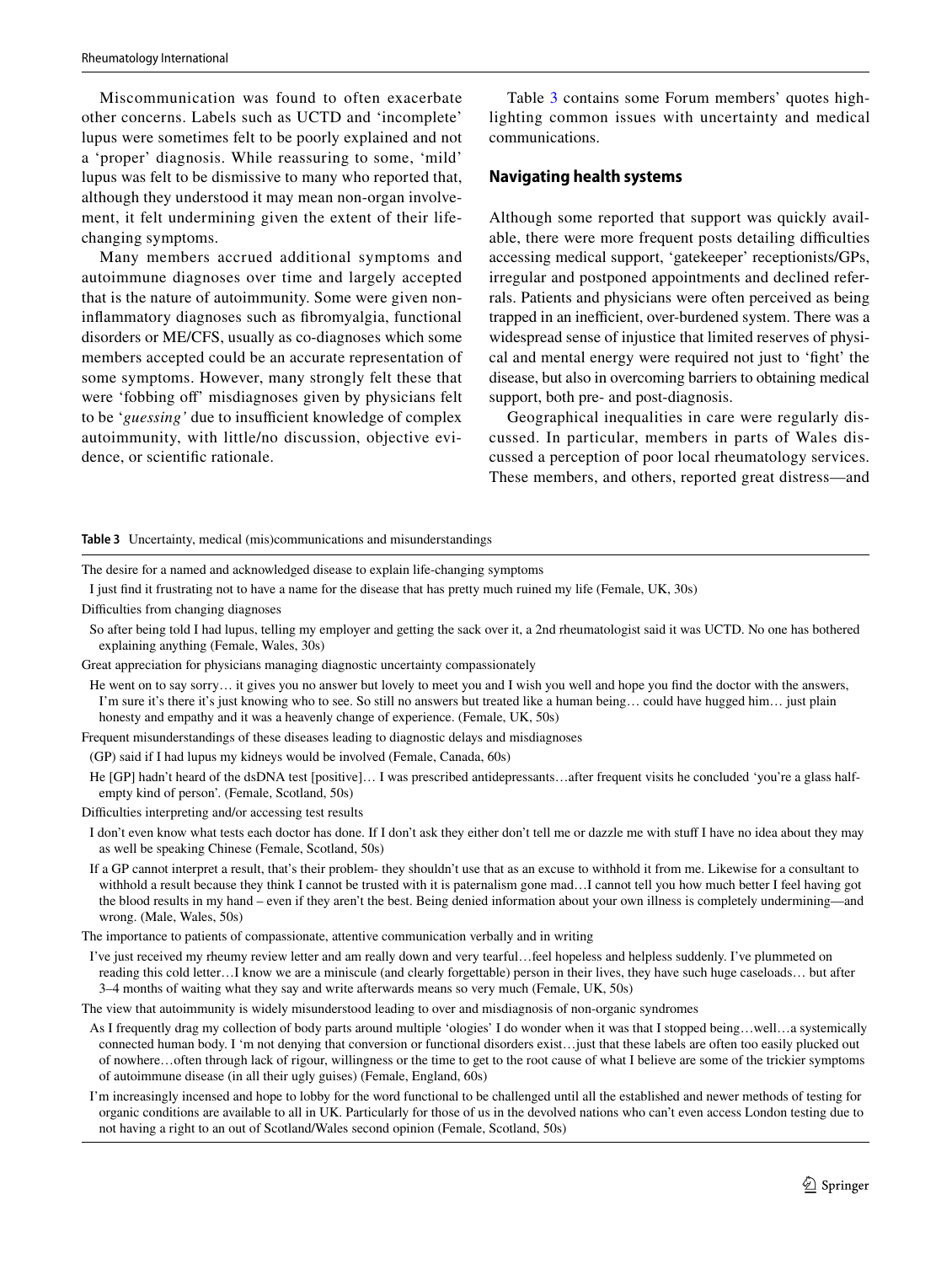Miscommunication was found to often exacerbate other concerns. Labels such as UCTD and 'incomplete' lupus were sometimes felt to be poorly explained and not a 'proper' diagnosis. While reassuring to some, 'mild' lupus was felt to be dismissive to many who reported that, although they understood it may mean non-organ involvement, it felt undermining given the extent of their life-changing symptoms.

Many members accrued additional symptoms and autoimmune diagnoses over time and largely accepted that is the nature of autoimmunity. Some were given non-inflammatory diagnoses such as fibromyalgia, functional disorders or ME/CFS, usually as co-diagnoses which some members accepted could be an accurate representation of some symptoms. However, many strongly felt these that were 'fobbing off' misdiagnoses given by physicians felt to be '*guessing'* due to insufficient knowledge of complex autoimmunity, with little/no discussion, objective evidence, or scientific rationale.

Table 3 contains some Forum members' quotes highlighting common issues with uncertainty and medical communications.

### Navigating health systems

Although some reported that support was quickly available, there were more frequent posts detailing difficulties accessing medical support, 'gatekeeper' receptionists/GPs, irregular and postponed appointments and declined referrals. Patients and physicians were often perceived as being trapped in an inefficient, over-burdened system. There was a widespread sense of injustice that limited reserves of physical and mental energy were required not just to 'fight' the disease, but also in overcoming barriers to obtaining medical support, both pre- and post-diagnosis.

Geographical inequalities in care were regularly discussed. In particular, members in parts of Wales discussed a perception of poor local rheumatology services. These members, and others, reported great distress—and

**Table 3** Uncertainty, medical (mis)communications and misunderstandings

| |
|---|
| The desire for a named and acknowledged disease to explain life-changing symptoms |
| I just find it frustrating not to have a name for the disease that has pretty much ruined my life (Female, UK, 30s) |
| Difficulties from changing diagnoses |
| So after being told I had lupus, telling my employer and getting the sack over it, a 2nd rheumatologist said it was UCTD. No one has bothered explaining anything (Female, Wales, 30s) |
| Great appreciation for physicians managing diagnostic uncertainty compassionately |
| He went on to say sorry… it gives you no answer but lovely to meet you and I wish you well and hope you find the doctor with the answers, I'm sure it's there it's just knowing who to see. So still no answers but treated like a human being… could have hugged him… just plain honesty and empathy and it was a heavenly change of experience. (Female, UK, 50s) |
| Frequent misunderstandings of these diseases leading to diagnostic delays and misdiagnoses |
| (GP) said if I had lupus my kidneys would be involved (Female, Canada, 60s) |
| He [GP] hadn't heard of the dsDNA test [positive]… I was prescribed antidepressants…after frequent visits he concluded 'you're a glass half-empty kind of person'. (Female, Scotland, 50s) |
| Difficulties interpreting and/or accessing test results |
| I don't even know what tests each doctor has done. If I don't ask they either don't tell me or dazzle me with stuff I have no idea about they may as well be speaking Chinese (Female, Scotland, 50s) |
| If a GP cannot interpret a result, that's their problem- they shouldn't use that as an excuse to withhold it from me. Likewise for a consultant to withhold a result because they think I cannot be trusted with it is paternalism gone mad…I cannot tell you how much better I feel having got the blood results in my hand – even if they aren't the best. Being denied information about your own illness is completely undermining—and wrong. (Male, Wales, 50s) |
| The importance to patients of compassionate, attentive communication verbally and in writing |
| I've just received my rheumy review letter and am really down and very tearful…feel hopeless and helpless suddenly. I've plummeted on reading this cold letter…I know we are a miniscule (and clearly forgettable) person in their lives, they have such huge caseloads… but after 3–4 months of waiting what they say and write afterwards means so very much (Female, UK, 50s) |
| The view that autoimmunity is widely misunderstood leading to over and misdiagnosis of non-organic syndromes |
| As I frequently drag my collection of body parts around multiple 'ologies' I do wonder when it was that I stopped being…well…a systemically connected human body. I 'm not denying that conversion or functional disorders exist…just that these labels are often too easily plucked out of nowhere…often through lack of rigour, willingness or the time to get to the root cause of what I believe are some of the trickier symptoms of autoimmune disease (in all their ugly guises) (Female, England, 60s) |
| I'm increasingly incensed and hope to lobby for the word functional to be challenged until all the established and newer methods of testing for organic conditions are available to all in UK. Particularly for those of us in the devolved nations who can't even access London testing due to not having a right to an out of Scotland/Wales second opinion (Female, Scotland, 50s) |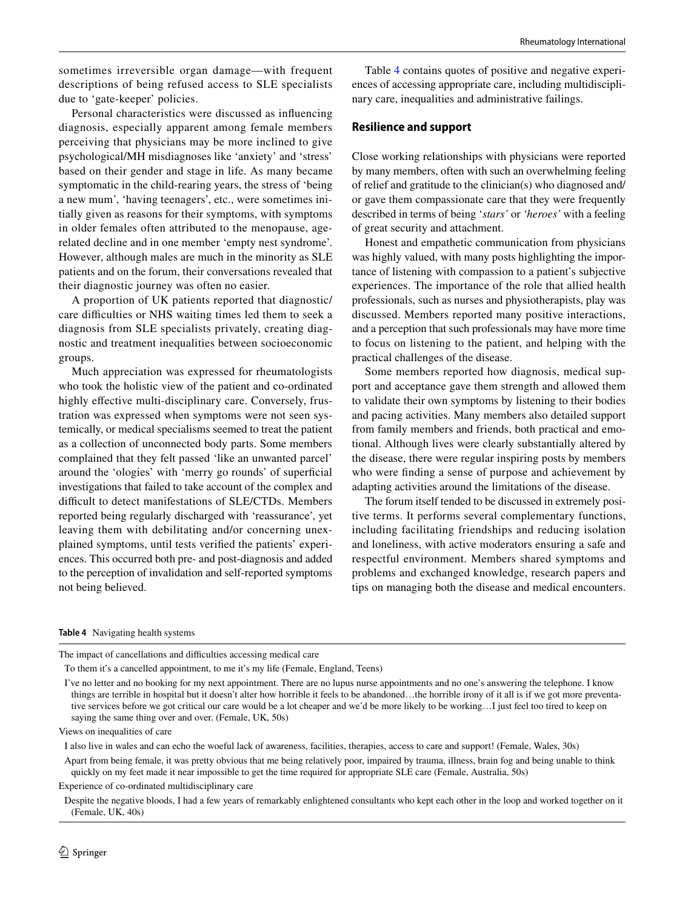sometimes irreversible organ damage—with frequent descriptions of being refused access to SLE specialists due to 'gate-keeper' policies.

Personal characteristics were discussed as influencing diagnosis, especially apparent among female members perceiving that physicians may be more inclined to give psychological/MH misdiagnoses like 'anxiety' and 'stress' based on their gender and stage in life. As many became symptomatic in the child-rearing years, the stress of 'being a new mum', 'having teenagers', etc., were sometimes initially given as reasons for their symptoms, with symptoms in older females often attributed to the menopause, age-related decline and in one member 'empty nest syndrome'. However, although males are much in the minority as SLE patients and on the forum, their conversations revealed that their diagnostic journey was often no easier.

A proportion of UK patients reported that diagnostic/care difficulties or NHS waiting times led them to seek a diagnosis from SLE specialists privately, creating diagnostic and treatment inequalities between socioeconomic groups.

Much appreciation was expressed for rheumatologists who took the holistic view of the patient and co-ordinated highly effective multi-disciplinary care. Conversely, frustration was expressed when symptoms were not seen systemically, or medical specialisms seemed to treat the patient as a collection of unconnected body parts. Some members complained that they felt passed 'like an unwanted parcel' around the 'ologies' with 'merry go rounds' of superficial investigations that failed to take account of the complex and difficult to detect manifestations of SLE/CTDs. Members reported being regularly discharged with 'reassurance', yet leaving them with debilitating and/or concerning unexplained symptoms, until tests verified the patients' experiences. This occurred both pre- and post-diagnosis and added to the perception of invalidation and self-reported symptoms not being believed.

Table 4 contains quotes of positive and negative experiences of accessing appropriate care, including multidisciplinary care, inequalities and administrative failings.

### Resilience and support

Close working relationships with physicians were reported by many members, often with such an overwhelming feeling of relief and gratitude to the clinician(s) who diagnosed and/or gave them compassionate care that they were frequently described in terms of being '*stars*' or *'heroes'* with a feeling of great security and attachment.

Honest and empathetic communication from physicians was highly valued, with many posts highlighting the importance of listening with compassion to a patient's subjective experiences. The importance of the role that allied health professionals, such as nurses and physiotherapists, play was discussed. Members reported many positive interactions, and a perception that such professionals may have more time to focus on listening to the patient, and helping with the practical challenges of the disease.

Some members reported how diagnosis, medical support and acceptance gave them strength and allowed them to validate their own symptoms by listening to their bodies and pacing activities. Many members also detailed support from family members and friends, both practical and emotional. Although lives were clearly substantially altered by the disease, there were regular inspiring posts by members who were finding a sense of purpose and achievement by adapting activities around the limitations of the disease.

The forum itself tended to be discussed in extremely positive terms. It performs several complementary functions, including facilitating friendships and reducing isolation and loneliness, with active moderators ensuring a safe and respectful environment. Members shared symptoms and problems and exchanged knowledge, research papers and tips on managing both the disease and medical encounters.

**Table 4** Navigating health systems

| |
|---|
| The impact of cancellations and difficulties accessing medical care |
| To them it's a cancelled appointment, to me it's my life (Female, England, Teens) |
| I've no letter and no booking for my next appointment. There are no lupus nurse appointments and no one's answering the telephone. I know things are terrible in hospital but it doesn't alter how horrible it feels to be abandoned…the horrible irony of it all is if we got more preventative services before we got critical our care would be a lot cheaper and we'd be more likely to be working…I just feel too tired to keep on saying the same thing over and over. (Female, UK, 50s) |
| Views on inequalities of care |
| I also live in wales and can echo the woeful lack of awareness, facilities, therapies, access to care and support! (Female, Wales, 30s) |
| Apart from being female, it was pretty obvious that me being relatively poor, impaired by trauma, illness, brain fog and being unable to think quickly on my feet made it near impossible to get the time required for appropriate SLE care (Female, Australia, 50s) |
| Experience of co-ordinated multidisciplinary care |
| Despite the negative bloods, I had a few years of remarkably enlightened consultants who kept each other in the loop and worked together on it (Female, UK, 40s) |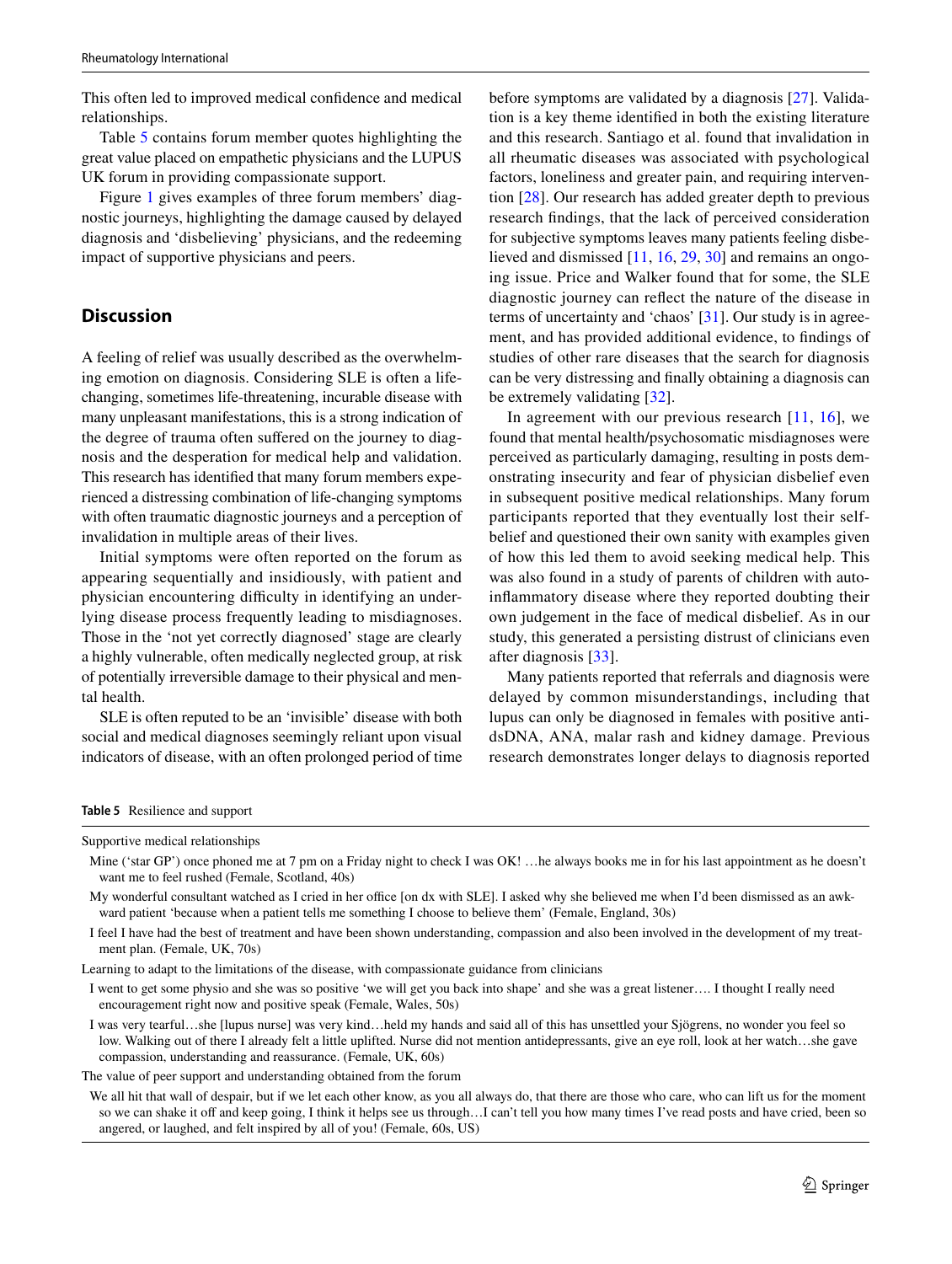This often led to improved medical confidence and medical relationships.

Table 5 contains forum member quotes highlighting the great value placed on empathetic physicians and the LUPUS UK forum in providing compassionate support.

Figure 1 gives examples of three forum members' diagnostic journeys, highlighting the damage caused by delayed diagnosis and 'disbelieving' physicians, and the redeeming impact of supportive physicians and peers.

## Discussion

A feeling of relief was usually described as the overwhelming emotion on diagnosis. Considering SLE is often a life-changing, sometimes life-threatening, incurable disease with many unpleasant manifestations, this is a strong indication of the degree of trauma often suffered on the journey to diagnosis and the desperation for medical help and validation. This research has identified that many forum members experienced a distressing combination of life-changing symptoms with often traumatic diagnostic journeys and a perception of invalidation in multiple areas of their lives.

Initial symptoms were often reported on the forum as appearing sequentially and insidiously, with patient and physician encountering difficulty in identifying an underlying disease process frequently leading to misdiagnoses. Those in the 'not yet correctly diagnosed' stage are clearly a highly vulnerable, often medically neglected group, at risk of potentially irreversible damage to their physical and mental health.

SLE is often reputed to be an 'invisible' disease with both social and medical diagnoses seemingly reliant upon visual indicators of disease, with an often prolonged period of time before symptoms are validated by a diagnosis [27]. Validation is a key theme identified in both the existing literature and this research. Santiago et al. found that invalidation in all rheumatic diseases was associated with psychological factors, loneliness and greater pain, and requiring intervention [28]. Our research has added greater depth to previous research findings, that the lack of perceived consideration for subjective symptoms leaves many patients feeling disbelieved and dismissed [11, 16, 29, 30] and remains an ongoing issue. Price and Walker found that for some, the SLE diagnostic journey can reflect the nature of the disease in terms of uncertainty and 'chaos' [31]. Our study is in agreement, and has provided additional evidence, to findings of studies of other rare diseases that the search for diagnosis can be very distressing and finally obtaining a diagnosis can be extremely validating [32].

In agreement with our previous research [11, 16], we found that mental health/psychosomatic misdiagnoses were perceived as particularly damaging, resulting in posts demonstrating insecurity and fear of physician disbelief even in subsequent positive medical relationships. Many forum participants reported that they eventually lost their self-belief and questioned their own sanity with examples given of how this led them to avoid seeking medical help. This was also found in a study of parents of children with autoinflammatory disease where they reported doubting their own judgement in the face of medical disbelief. As in our study, this generated a persisting distrust of clinicians even after diagnosis [33].

Many patients reported that referrals and diagnosis were delayed by common misunderstandings, including that lupus can only be diagnosed in females with positive anti-dsDNA, ANA, malar rash and kidney damage. Previous research demonstrates longer delays to diagnosis reported

**Table 5** Resilience and support

| |
|---|
| Supportive medical relationships |
| Mine ('star GP') once phoned me at 7 pm on a Friday night to check I was OK! …he always books me in for his last appointment as he doesn't want me to feel rushed (Female, Scotland, 40s) |
| My wonderful consultant watched as I cried in her office [on dx with SLE]. I asked why she believed me when I'd been dismissed as an awkward patient 'because when a patient tells me something I choose to believe them' (Female, England, 30s) |
| I feel I have had the best of treatment and have been shown understanding, compassion and also been involved in the development of my treatment plan. (Female, UK, 70s) |
| Learning to adapt to the limitations of the disease, with compassionate guidance from clinicians |
| I went to get some physio and she was so positive 'we will get you back into shape' and she was a great listener…. I thought I really need encouragement right now and positive speak (Female, Wales, 50s) |
| I was very tearful…she [lupus nurse] was very kind…held my hands and said all of this has unsettled your Sjögrens, no wonder you feel so low. Walking out of there I already felt a little uplifted. Nurse did not mention antidepressants, give an eye roll, look at her watch…she gave compassion, understanding and reassurance. (Female, UK, 60s) |
| The value of peer support and understanding obtained from the forum |
| We all hit that wall of despair, but if we let each other know, as you all always do, that there are those who care, who can lift us for the moment so we can shake it off and keep going, I think it helps see us through…I can't tell you how many times I've read posts and have cried, been so angered, or laughed, and felt inspired by all of you! (Female, 60s, US) |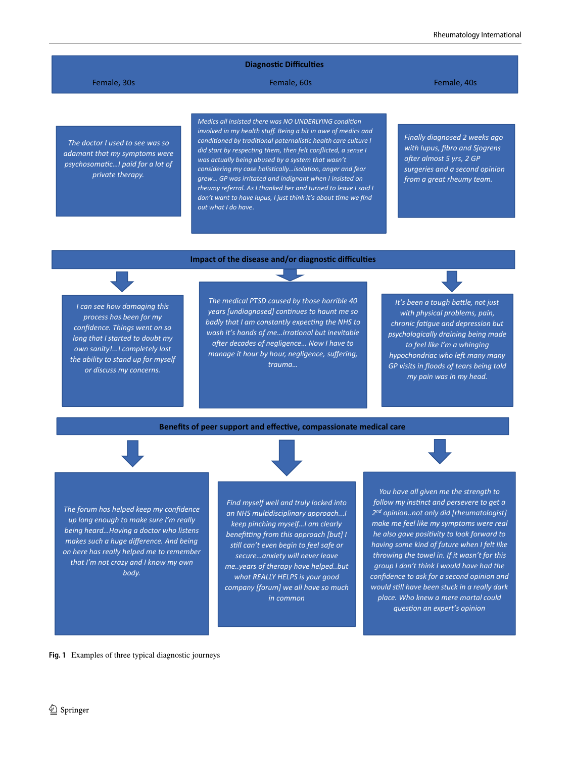**Diagnostic Difficulties**

| Female, 30s | Female, 60s | Female, 40s |
|---|---|---|
| *The doctor I used to see was so adamant that my symptoms were psychosomatic…I paid for a lot of private therapy.* | *Medics all insisted there was NO UNDERLYING condition involved in my health stuff. Being a bit in awe of medics and conditioned by traditional paternalistic health care culture I did start by respecting them, then felt conflicted, a sense I was actually being abused by a system that wasn't considering my case holistically…isolation, anger and fear grew… GP was irritated and indignant when I insisted on rheumy referral. As I thanked her and turned to leave I said I don't want to have lupus, I just think it's about time we find out what I do have.* | *Finally diagnosed 2 weeks ago with lupus, fibro and Sjogrens after almost 5 yrs, 2 GP surgeries and a second opinion from a great rheumy team.* |

**Impact of the disease and/or diagnostic difficulties**

| Female, 30s | Female, 60s | Female, 40s |
|---|---|---|
| *I can see how damaging this process has been for my confidence. Things went on so long that I started to doubt my own sanity!…I completely lost the ability to stand up for myself or discuss my concerns.* | *The medical PTSD caused by those horrible 40 years [undiagnosed] continues to haunt me so badly that I am constantly expecting the NHS to wash it's hands of me…irrational but inevitable after decades of negligence… Now I have to manage it hour by hour, negligence, suffering, trauma…* | *It's been a tough battle, not just with physical problems, pain, chronic fatigue and depression but psychologically draining being made to feel like I'm a whinging hypochondriac who left many many GP visits in floods of tears being told my pain was in my head.* |

**Benefits of peer support and effective, compassionate medical care**

| Female, 30s | Female, 60s | Female, 40s |
|---|---|---|
| *The forum has helped keep my confidence up long enough to make sure I'm really being heard…Having a doctor who listens makes such a huge difference. And being on here has really helped me to remember that I'm not crazy and I know my own body.* | *Find myself well and truly locked into an NHS multidisciplinary approach…I keep pinching myself…I am clearly benefitting from this approach [but] I still can't even begin to feel safe or secure…anxiety will never leave me..years of therapy have helped..but what REALLY HELPS is your good company [forum] we all have so much in common* | *You have all given me the strength to follow my instinct and persevere to get a 2nd opinion..not only did [rheumatologist] make me feel like my symptoms were real he also gave positivity to look forward to having some kind of future when I felt like throwing the towel in. If it wasn't for this group I don't think I would have had the confidence to ask for a second opinion and would still have been stuck in a really dark place. Who knew a mere mortal could question an expert's opinion* |

**Fig. 1** Examples of three typical diagnostic journeys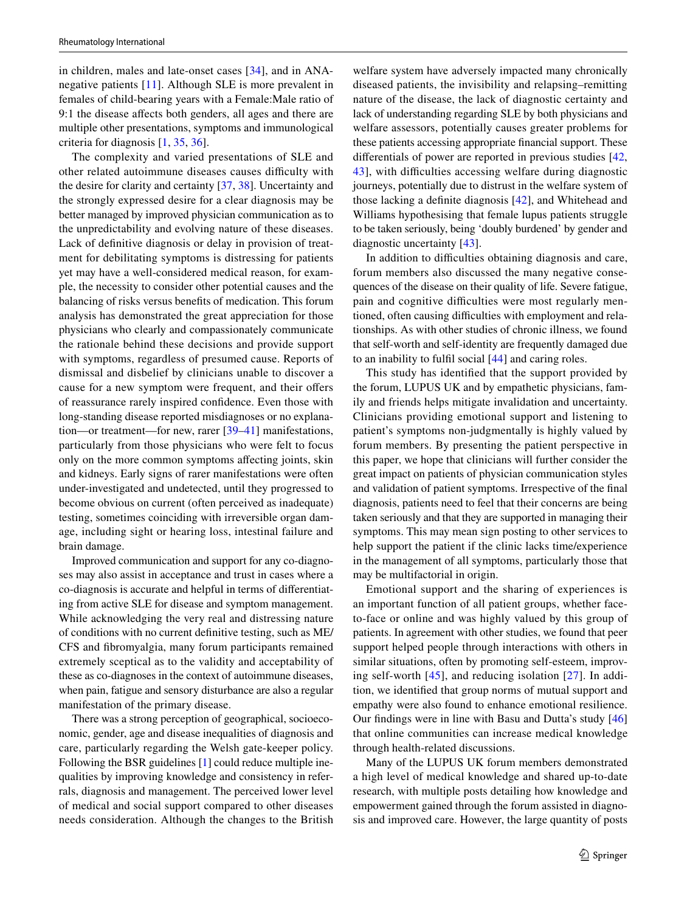in children, males and late-onset cases [34], and in ANA-negative patients [11]. Although SLE is more prevalent in females of child-bearing years with a Female:Male ratio of 9:1 the disease affects both genders, all ages and there are multiple other presentations, symptoms and immunological criteria for diagnosis [1, 35, 36].

The complexity and varied presentations of SLE and other related autoimmune diseases causes difficulty with the desire for clarity and certainty [37, 38]. Uncertainty and the strongly expressed desire for a clear diagnosis may be better managed by improved physician communication as to the unpredictability and evolving nature of these diseases. Lack of definitive diagnosis or delay in provision of treatment for debilitating symptoms is distressing for patients yet may have a well-considered medical reason, for example, the necessity to consider other potential causes and the balancing of risks versus benefits of medication. This forum analysis has demonstrated the great appreciation for those physicians who clearly and compassionately communicate the rationale behind these decisions and provide support with symptoms, regardless of presumed cause. Reports of dismissal and disbelief by clinicians unable to discover a cause for a new symptom were frequent, and their offers of reassurance rarely inspired confidence. Even those with long-standing disease reported misdiagnoses or no explanation—or treatment—for new, rarer [39–41] manifestations, particularly from those physicians who were felt to focus only on the more common symptoms affecting joints, skin and kidneys. Early signs of rarer manifestations were often under-investigated and undetected, until they progressed to become obvious on current (often perceived as inadequate) testing, sometimes coinciding with irreversible organ damage, including sight or hearing loss, intestinal failure and brain damage.

Improved communication and support for any co-diagnoses may also assist in acceptance and trust in cases where a co-diagnosis is accurate and helpful in terms of differentiating from active SLE for disease and symptom management. While acknowledging the very real and distressing nature of conditions with no current definitive testing, such as ME/CFS and fibromyalgia, many forum participants remained extremely sceptical as to the validity and acceptability of these as co-diagnoses in the context of autoimmune diseases, when pain, fatigue and sensory disturbance are also a regular manifestation of the primary disease.

There was a strong perception of geographical, socioeconomic, gender, age and disease inequalities of diagnosis and care, particularly regarding the Welsh gate-keeper policy. Following the BSR guidelines [1] could reduce multiple inequalities by improving knowledge and consistency in referrals, diagnosis and management. The perceived lower level of medical and social support compared to other diseases needs consideration. Although the changes to the British welfare system have adversely impacted many chronically diseased patients, the invisibility and relapsing–remitting nature of the disease, the lack of diagnostic certainty and lack of understanding regarding SLE by both physicians and welfare assessors, potentially causes greater problems for these patients accessing appropriate financial support. These differentials of power are reported in previous studies [42, 43], with difficulties accessing welfare during diagnostic journeys, potentially due to distrust in the welfare system of those lacking a definite diagnosis [42], and Whitehead and Williams hypothesising that female lupus patients struggle to be taken seriously, being 'doubly burdened' by gender and diagnostic uncertainty [43].

In addition to difficulties obtaining diagnosis and care, forum members also discussed the many negative consequences of the disease on their quality of life. Severe fatigue, pain and cognitive difficulties were most regularly mentioned, often causing difficulties with employment and relationships. As with other studies of chronic illness, we found that self-worth and self-identity are frequently damaged due to an inability to fulfil social [44] and caring roles.

This study has identified that the support provided by the forum, LUPUS UK and by empathetic physicians, family and friends helps mitigate invalidation and uncertainty. Clinicians providing emotional support and listening to patient's symptoms non-judgmentally is highly valued by forum members. By presenting the patient perspective in this paper, we hope that clinicians will further consider the great impact on patients of physician communication styles and validation of patient symptoms. Irrespective of the final diagnosis, patients need to feel that their concerns are being taken seriously and that they are supported in managing their symptoms. This may mean sign posting to other services to help support the patient if the clinic lacks time/experience in the management of all symptoms, particularly those that may be multifactorial in origin.

Emotional support and the sharing of experiences is an important function of all patient groups, whether face-to-face or online and was highly valued by this group of patients. In agreement with other studies, we found that peer support helped people through interactions with others in similar situations, often by promoting self-esteem, improving self-worth [45], and reducing isolation [27]. In addition, we identified that group norms of mutual support and empathy were also found to enhance emotional resilience. Our findings were in line with Basu and Dutta's study [46] that online communities can increase medical knowledge through health-related discussions.

Many of the LUPUS UK forum members demonstrated a high level of medical knowledge and shared up-to-date research, with multiple posts detailing how knowledge and empowerment gained through the forum assisted in diagnosis and improved care. However, the large quantity of posts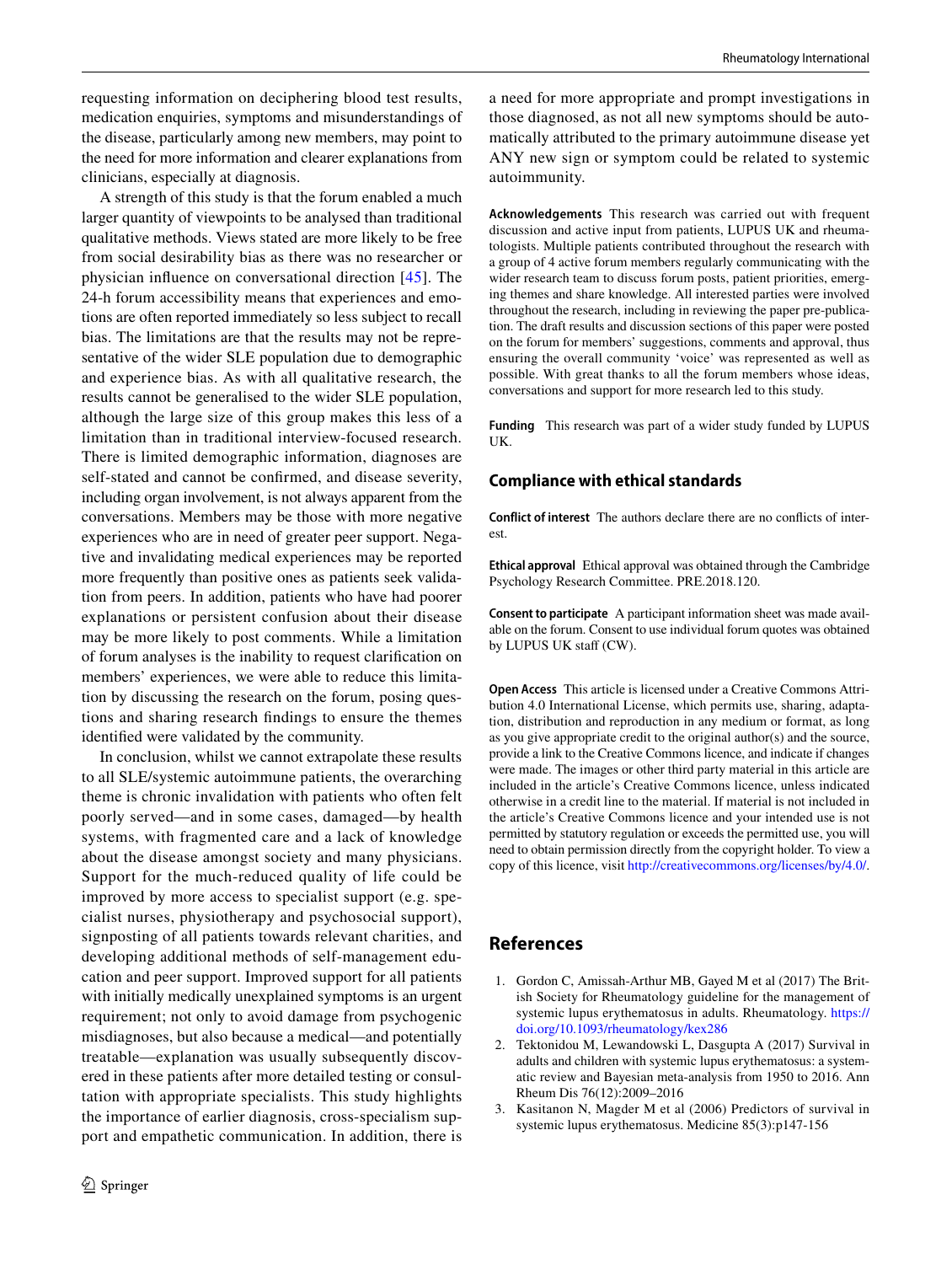requesting information on deciphering blood test results, medication enquiries, symptoms and misunderstandings of the disease, particularly among new members, may point to the need for more information and clearer explanations from clinicians, especially at diagnosis.

A strength of this study is that the forum enabled a much larger quantity of viewpoints to be analysed than traditional qualitative methods. Views stated are more likely to be free from social desirability bias as there was no researcher or physician influence on conversational direction [45]. The 24-h forum accessibility means that experiences and emotions are often reported immediately so less subject to recall bias. The limitations are that the results may not be representative of the wider SLE population due to demographic and experience bias. As with all qualitative research, the results cannot be generalised to the wider SLE population, although the large size of this group makes this less of a limitation than in traditional interview-focused research. There is limited demographic information, diagnoses are self-stated and cannot be confirmed, and disease severity, including organ involvement, is not always apparent from the conversations. Members may be those with more negative experiences who are in need of greater peer support. Negative and invalidating medical experiences may be reported more frequently than positive ones as patients seek validation from peers. In addition, patients who have had poorer explanations or persistent confusion about their disease may be more likely to post comments. While a limitation of forum analyses is the inability to request clarification on members' experiences, we were able to reduce this limitation by discussing the research on the forum, posing questions and sharing research findings to ensure the themes identified were validated by the community.

In conclusion, whilst we cannot extrapolate these results to all SLE/systemic autoimmune patients, the overarching theme is chronic invalidation with patients who often felt poorly served—and in some cases, damaged—by health systems, with fragmented care and a lack of knowledge about the disease amongst society and many physicians. Support for the much-reduced quality of life could be improved by more access to specialist support (e.g. specialist nurses, physiotherapy and psychosocial support), signposting of all patients towards relevant charities, and developing additional methods of self-management education and peer support. Improved support for all patients with initially medically unexplained symptoms is an urgent requirement; not only to avoid damage from psychogenic misdiagnoses, but also because a medical—and potentially treatable—explanation was usually subsequently discovered in these patients after more detailed testing or consultation with appropriate specialists. This study highlights the importance of earlier diagnosis, cross-specialism support and empathetic communication. In addition, there is a need for more appropriate and prompt investigations in those diagnosed, as not all new symptoms should be automatically attributed to the primary autoimmune disease yet ANY new sign or symptom could be related to systemic autoimmunity.

**Acknowledgements** This research was carried out with frequent discussion and active input from patients, LUPUS UK and rheumatologists. Multiple patients contributed throughout the research with a group of 4 active forum members regularly communicating with the wider research team to discuss forum posts, patient priorities, emerging themes and share knowledge. All interested parties were involved throughout the research, including in reviewing the paper pre-publication. The draft results and discussion sections of this paper were posted on the forum for members' suggestions, comments and approval, thus ensuring the overall community 'voice' was represented as well as possible. With great thanks to all the forum members whose ideas, conversations and support for more research led to this study.

**Funding** This research was part of a wider study funded by LUPUS UK.

## Compliance with ethical standards

**Conflict of interest** The authors declare there are no conflicts of interest.

**Ethical approval** Ethical approval was obtained through the Cambridge Psychology Research Committee. PRE.2018.120.

**Consent to participate** A participant information sheet was made available on the forum. Consent to use individual forum quotes was obtained by LUPUS UK staff (CW).

**Open Access** This article is licensed under a Creative Commons Attribution 4.0 International License, which permits use, sharing, adaptation, distribution and reproduction in any medium or format, as long as you give appropriate credit to the original author(s) and the source, provide a link to the Creative Commons licence, and indicate if changes were made. The images or other third party material in this article are included in the article's Creative Commons licence, unless indicated otherwise in a credit line to the material. If material is not included in the article's Creative Commons licence and your intended use is not permitted by statutory regulation or exceeds the permitted use, you will need to obtain permission directly from the copyright holder. To view a copy of this licence, visit http://creativecommons.org/licenses/by/4.0/.

## References

1. Gordon C, Amissah-Arthur MB, Gayed M et al (2017) The British Society for Rheumatology guideline for the management of systemic lupus erythematosus in adults. Rheumatology. https://doi.org/10.1093/rheumatology/kex286
2. Tektonidou M, Lewandowski L, Dasgupta A (2017) Survival in adults and children with systemic lupus erythematosus: a systematic review and Bayesian meta-analysis from 1950 to 2016. Ann Rheum Dis 76(12):2009–2016
3. Kasitanon N, Magder M et al (2006) Predictors of survival in systemic lupus erythematosus. Medicine 85(3):p147-156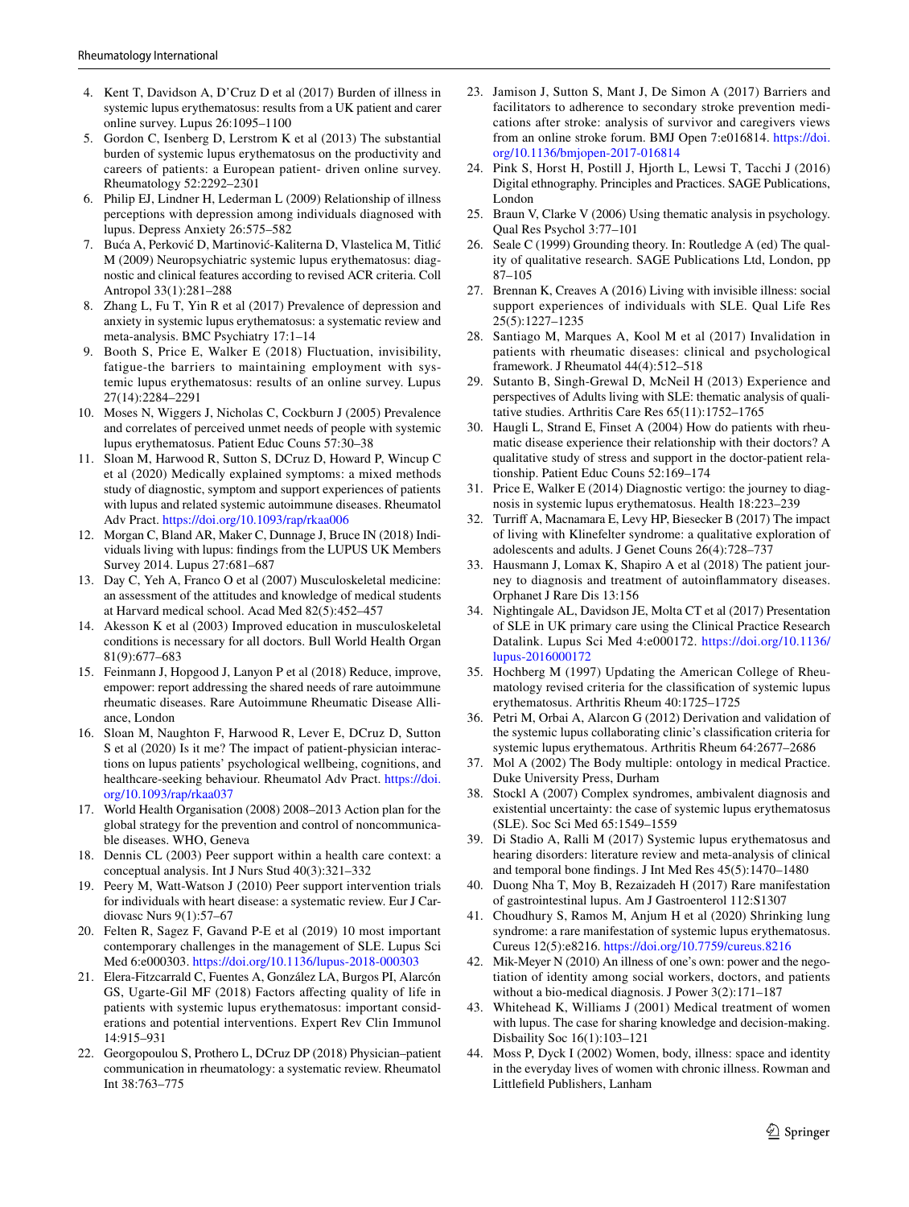4. Kent T, Davidson A, D'Cruz D et al (2017) Burden of illness in systemic lupus erythematosus: results from a UK patient and carer online survey. Lupus 26:1095–1100
5. Gordon C, Isenberg D, Lerstrom K et al (2013) The substantial burden of systemic lupus erythematosus on the productivity and careers of patients: a European patient- driven online survey. Rheumatology 52:2292–2301
6. Philip EJ, Lindner H, Lederman L (2009) Relationship of illness perceptions with depression among individuals diagnosed with lupus. Depress Anxiety 26:575–582
7. Buća A, Perković D, Martinović-Kaliterna D, Vlastelica M, Titlić M (2009) Neuropsychiatric systemic lupus erythematosus: diagnostic and clinical features according to revised ACR criteria. Coll Antropol 33(1):281–288
8. Zhang L, Fu T, Yin R et al (2017) Prevalence of depression and anxiety in systemic lupus erythematosus: a systematic review and meta-analysis. BMC Psychiatry 17:1–14
9. Booth S, Price E, Walker E (2018) Fluctuation, invisibility, fatigue-the barriers to maintaining employment with systemic lupus erythematosus: results of an online survey. Lupus 27(14):2284–2291
10. Moses N, Wiggers J, Nicholas C, Cockburn J (2005) Prevalence and correlates of perceived unmet needs of people with systemic lupus erythematosus. Patient Educ Couns 57:30–38
11. Sloan M, Harwood R, Sutton S, DCruz D, Howard P, Wincup C et al (2020) Medically explained symptoms: a mixed methods study of diagnostic, symptom and support experiences of patients with lupus and related systemic autoimmune diseases. Rheumatol Adv Pract. https://doi.org/10.1093/rap/rkaa006
12. Morgan C, Bland AR, Maker C, Dunnage J, Bruce IN (2018) Individuals living with lupus: findings from the LUPUS UK Members Survey 2014. Lupus 27:681–687
13. Day C, Yeh A, Franco O et al (2007) Musculoskeletal medicine: an assessment of the attitudes and knowledge of medical students at Harvard medical school. Acad Med 82(5):452–457
14. Akesson K et al (2003) Improved education in musculoskeletal conditions is necessary for all doctors. Bull World Health Organ 81(9):677–683
15. Feinmann J, Hopgood J, Lanyon P et al (2018) Reduce, improve, empower: report addressing the shared needs of rare autoimmune rheumatic diseases. Rare Autoimmune Rheumatic Disease Alliance, London
16. Sloan M, Naughton F, Harwood R, Lever E, DCruz D, Sutton S et al (2020) Is it me? The impact of patient-physician interactions on lupus patients' psychological wellbeing, cognitions, and healthcare-seeking behaviour. Rheumatol Adv Pract. https://doi.org/10.1093/rap/rkaa037
17. World Health Organisation (2008) 2008–2013 Action plan for the global strategy for the prevention and control of noncommunicable diseases. WHO, Geneva
18. Dennis CL (2003) Peer support within a health care context: a conceptual analysis. Int J Nurs Stud 40(3):321–332
19. Peery M, Watt-Watson J (2010) Peer support intervention trials for individuals with heart disease: a systematic review. Eur J Cardiovasc Nurs 9(1):57–67
20. Felten R, Sagez F, Gavand P-E et al (2019) 10 most important contemporary challenges in the management of SLE. Lupus Sci Med 6:e000303. https://doi.org/10.1136/lupus-2018-000303
21. Elera-Fitzcarrald C, Fuentes A, González LA, Burgos PI, Alarcón GS, Ugarte-Gil MF (2018) Factors affecting quality of life in patients with systemic lupus erythematosus: important considerations and potential interventions. Expert Rev Clin Immunol 14:915–931
22. Georgopoulou S, Prothero L, DCruz DP (2018) Physician–patient communication in rheumatology: a systematic review. Rheumatol Int 38:763–775
23. Jamison J, Sutton S, Mant J, De Simon A (2017) Barriers and facilitators to adherence to secondary stroke prevention medications after stroke: analysis of survivor and caregivers views from an online stroke forum. BMJ Open 7:e016814. https://doi.org/10.1136/bmjopen-2017-016814
24. Pink S, Horst H, Postill J, Hjorth L, Lewsi T, Tacchi J (2016) Digital ethnography. Principles and Practices. SAGE Publications, London
25. Braun V, Clarke V (2006) Using thematic analysis in psychology. Qual Res Psychol 3:77–101
26. Seale C (1999) Grounding theory. In: Routledge A (ed) The quality of qualitative research. SAGE Publications Ltd, London, pp 87–105
27. Brennan K, Creaves A (2016) Living with invisible illness: social support experiences of individuals with SLE. Qual Life Res 25(5):1227–1235
28. Santiago M, Marques A, Kool M et al (2017) Invalidation in patients with rheumatic diseases: clinical and psychological framework. J Rheumatol 44(4):512–518
29. Sutanto B, Singh-Grewal D, McNeil H (2013) Experience and perspectives of Adults living with SLE: thematic analysis of qualitative studies. Arthritis Care Res 65(11):1752–1765
30. Haugli L, Strand E, Finset A (2004) How do patients with rheumatic disease experience their relationship with their doctors? A qualitative study of stress and support in the doctor-patient relationship. Patient Educ Couns 52:169–174
31. Price E, Walker E (2014) Diagnostic vertigo: the journey to diagnosis in systemic lupus erythematosus. Health 18:223–239
32. Turriff A, Macnamara E, Levy HP, Biesecker B (2017) The impact of living with Klinefelter syndrome: a qualitative exploration of adolescents and adults. J Genet Couns 26(4):728–737
33. Hausmann J, Lomax K, Shapiro A et al (2018) The patient journey to diagnosis and treatment of autoinflammatory diseases. Orphanet J Rare Dis 13:156
34. Nightingale AL, Davidson JE, Molta CT et al (2017) Presentation of SLE in UK primary care using the Clinical Practice Research Datalink. Lupus Sci Med 4:e000172. https://doi.org/10.1136/lupus-2016000172
35. Hochberg M (1997) Updating the American College of Rheumatology revised criteria for the classification of systemic lupus erythematosus. Arthritis Rheum 40:1725–1725
36. Petri M, Orbai A, Alarcon G (2012) Derivation and validation of the systemic lupus collaborating clinic's classification criteria for systemic lupus erythematosus. Arthritis Rheum 64:2677–2686
37. Mol A (2002) The Body multiple: ontology in medical Practice. Duke University Press, Durham
38. Stockl A (2007) Complex syndromes, ambivalent diagnosis and existential uncertainty: the case of systemic lupus erythematosus (SLE). Soc Sci Med 65:1549–1559
39. Di Stadio A, Ralli M (2017) Systemic lupus erythematosus and hearing disorders: literature review and meta-analysis of clinical and temporal bone findings. J Int Med Res 45(5):1470–1480
40. Duong Nha T, Moy B, Rezaizadeh H (2017) Rare manifestation of gastrointestinal lupus. Am J Gastroenterol 112:S1307
41. Choudhury S, Ramos M, Anjum H et al (2020) Shrinking lung syndrome: a rare manifestation of systemic lupus erythematosus. Cureus 12(5):e8216. https://doi.org/10.7759/cureus.8216
42. Mik-Meyer N (2010) An illness of one's own: power and the negotiation of identity among social workers, doctors, and patients without a bio-medical diagnosis. J Power 3(2):171–187
43. Whitehead K, Williams J (2001) Medical treatment of women with lupus. The case for sharing knowledge and decision-making. Disbaility Soc 16(1):103–121
44. Moss P, Dyck I (2002) Women, body, illness: space and identity in the everyday lives of women with chronic illness. Rowman and Littlefield Publishers, Lanham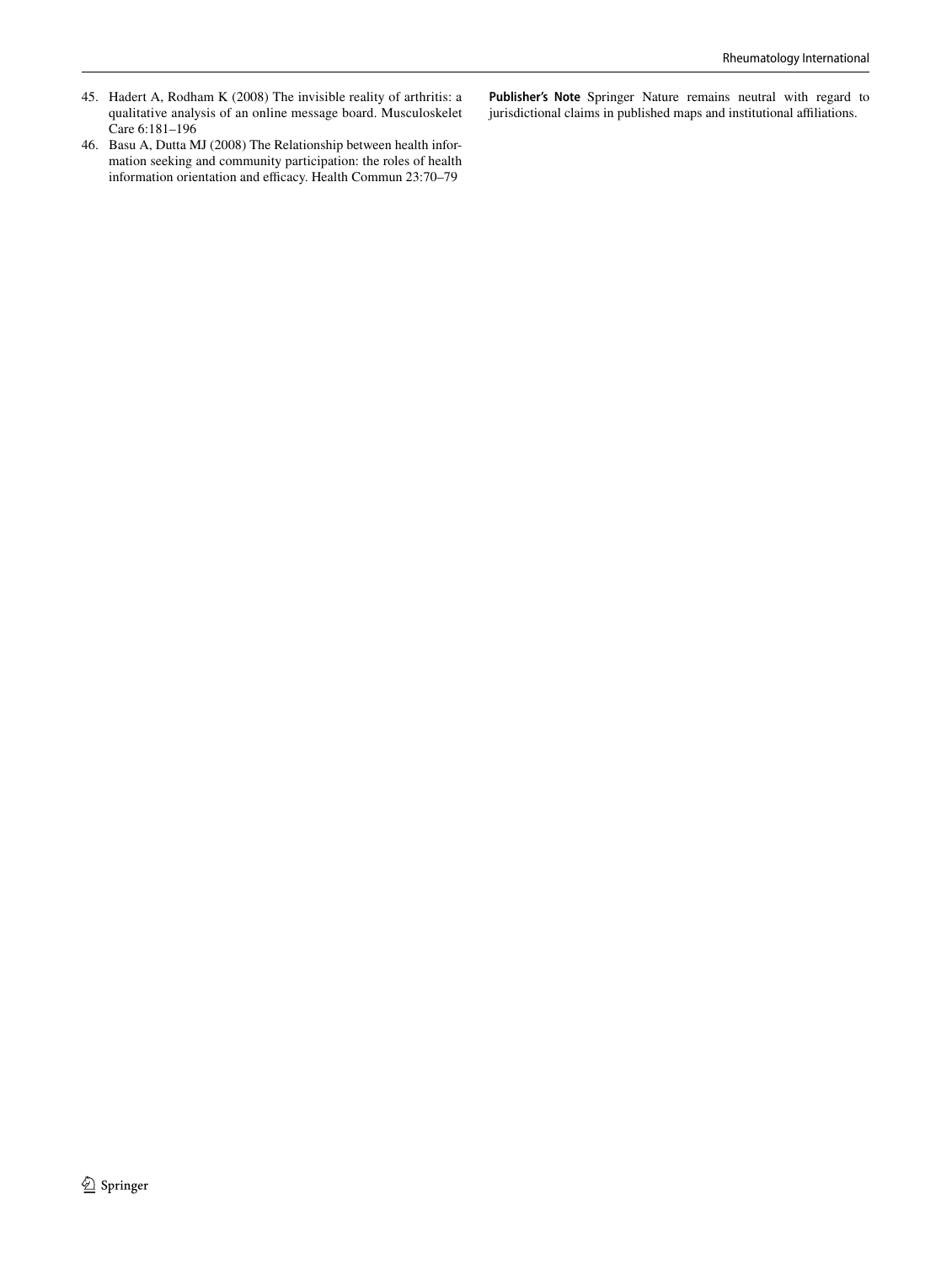45. Hadert A, Rodham K (2008) The invisible reality of arthritis: a qualitative analysis of an online message board. Musculoskelet Care 6:181–196
46. Basu A, Dutta MJ (2008) The Relationship between health information seeking and community participation: the roles of health information orientation and efficacy. Health Commun 23:70–79

**Publisher's Note** Springer Nature remains neutral with regard to jurisdictional claims in published maps and institutional affiliations.